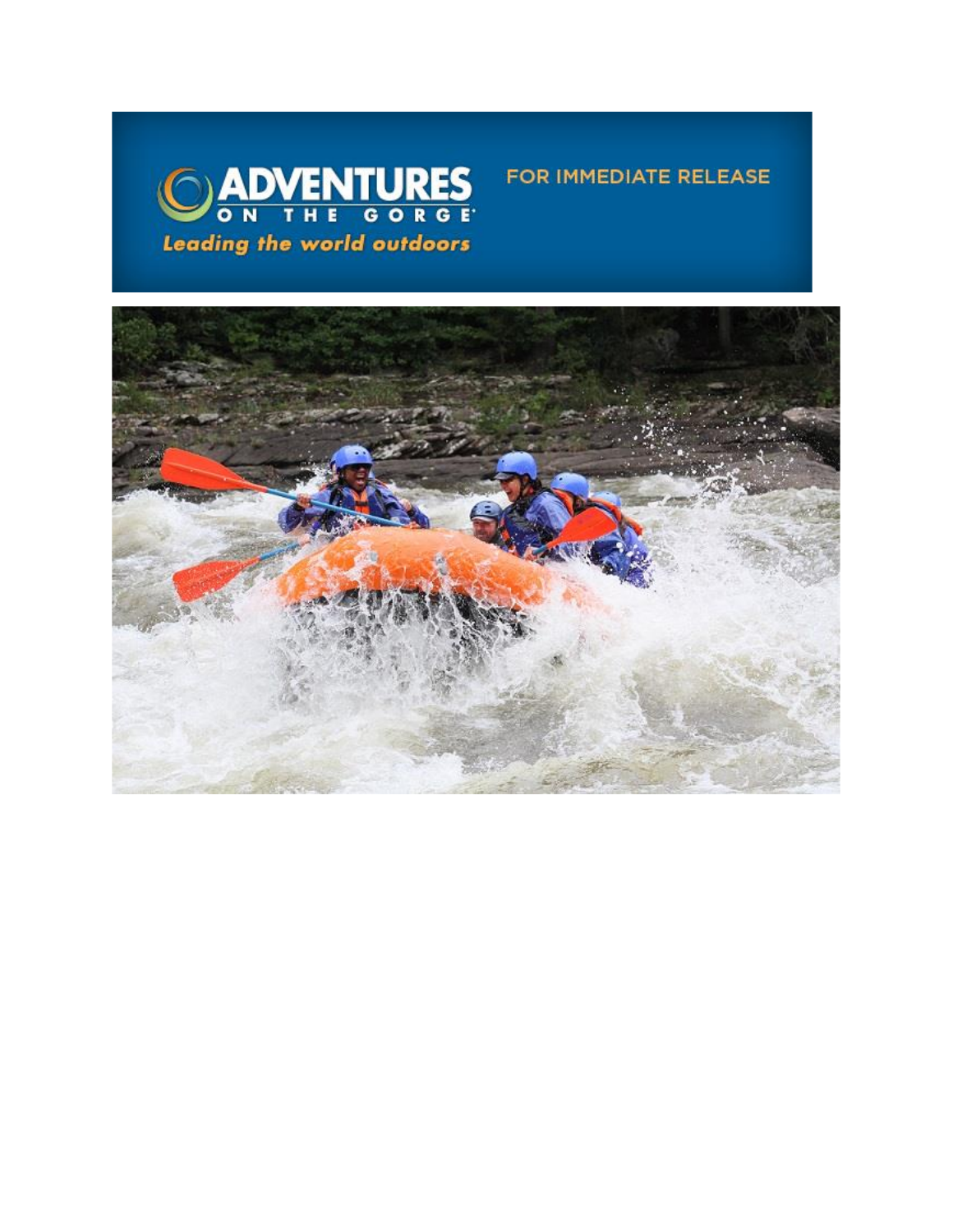ADVENTURES ON THE GORGE

*Leading the world outdoors*

FOR IMMEDIATE RELEASE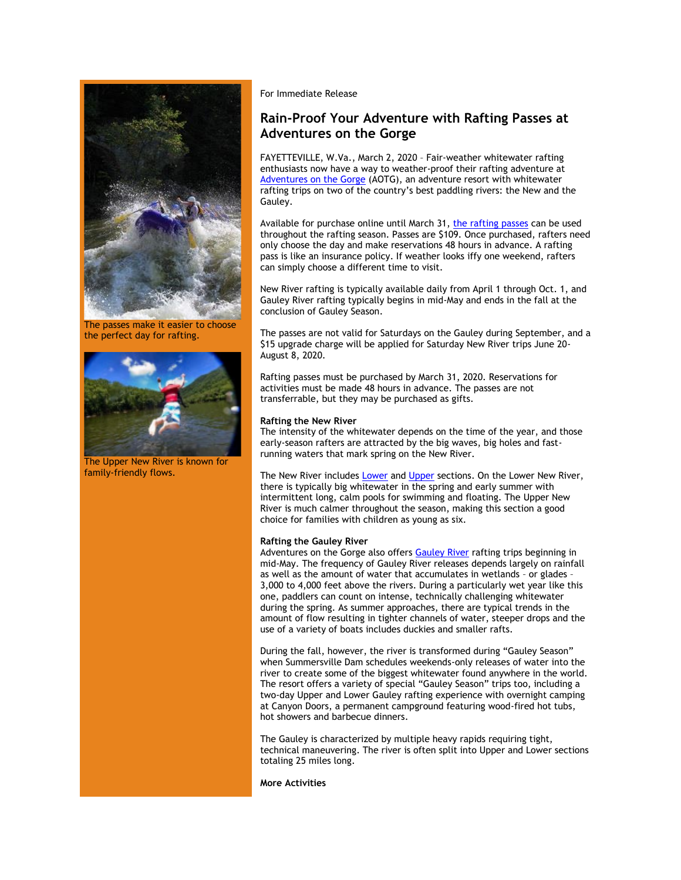For Immediate Release

## Rain-Proof Your Adventure with Rafting Passes at Adventures on the Gorge

FAYETTEVILLE, W.Va., March 2, 2020 – Fair-weather whitewater rafting enthusiasts now have a way to weather-proof their rafting adventure at Adventures on the Gorge (AOTG), an adventure resort with whitewater rafting trips on two of the country's best paddling rivers: the New and the Gauley.

Available for purchase online until March 31, the rafting passes can be used throughout the rafting season. Passes are $109. Once purchased, rafters need only choose the day and make reservations 48 hours in advance. A rafting pass is like an insurance policy. If weather looks iffy one weekend, rafters can simply choose a different time to visit.

New River rafting is typically available daily from April 1 through Oct. 1, and Gauley River rafting typically begins in mid-May and ends in the fall at the conclusion of Gauley Season.

The passes are not valid for Saturdays on the Gauley during September, and a $15 upgrade charge will be applied for Saturday New River trips June 20-August 8, 2020.

Rafting passes must be purchased by March 31, 2020. Reservations for activities must be made 48 hours in advance. The passes are not transferrable, but they may be purchased as gifts.

**Rafting the New River**
The intensity of the whitewater depends on the time of the year, and those early-season rafters are attracted by the big waves, big holes and fast-running waters that mark spring on the New River.

The New River includes Lower and Upper sections. On the Lower New River, there is typically big whitewater in the spring and early summer with intermittent long, calm pools for swimming and floating. The Upper New River is much calmer throughout the season, making this section a good choice for families with children as young as six.

**Rafting the Gauley River**
Adventures on the Gorge also offers Gauley River rafting trips beginning in mid-May. The frequency of Gauley River releases depends largely on rainfall as well as the amount of water that accumulates in wetlands - or glades – 3,000 to 4,000 feet above the rivers. During a particularly wet year like this one, paddlers can count on intense, technically challenging whitewater during the spring. As summer approaches, there are typical trends in the amount of flow resulting in tighter channels of water, steeper drops and the use of a variety of boats includes duckies and smaller rafts.

During the fall, however, the river is transformed during "Gauley Season" when Summersville Dam schedules weekends-only releases of water into the river to create some of the biggest whitewater found anywhere in the world. The resort offers a variety of special "Gauley Season" trips too, including a two-day Upper and Lower Gauley rafting experience with overnight camping at Canyon Doors, a permanent campground featuring wood-fired hot tubs, hot showers and barbecue dinners.

The Gauley is characterized by multiple heavy rapids requiring tight, technical maneuvering. The river is often split into Upper and Lower sections totaling 25 miles long.

**More Activities**

The passes make it easier to choose the perfect day for rafting.

The Upper New River is known for family-friendly flows.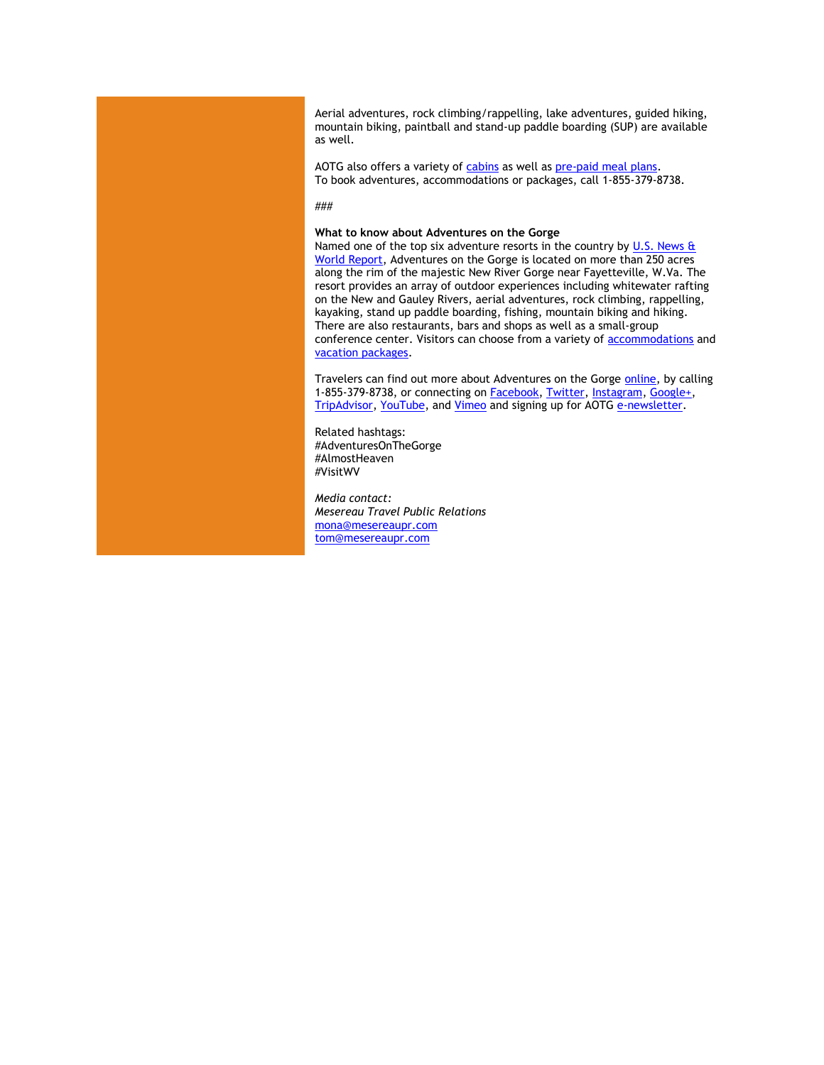Aerial adventures, rock climbing/rappelling, lake adventures, guided hiking, mountain biking, paintball and stand-up paddle boarding (SUP) are available as well.

AOTG also offers a variety of cabins as well as pre-paid meal plans.
To book adventures, accommodations or packages, call 1-855-379-8738.

###

**What to know about Adventures on the Gorge**
Named one of the top six adventure resorts in the country by U.S. News & World Report, Adventures on the Gorge is located on more than 250 acres along the rim of the majestic New River Gorge near Fayetteville, W.Va. The resort provides an array of outdoor experiences including whitewater rafting on the New and Gauley Rivers, aerial adventures, rock climbing, rappelling, kayaking, stand up paddle boarding, fishing, mountain biking and hiking. There are also restaurants, bars and shops as well as a small-group conference center. Visitors can choose from a variety of accommodations and vacation packages.

Travelers can find out more about Adventures on the Gorge online, by calling 1-855-379-8738, or connecting on Facebook, Twitter, Instagram, Google+, TripAdvisor, YouTube, and Vimeo and signing up for AOTG e-newsletter.

Related hashtags:
#AdventuresOnTheGorge
#AlmostHeaven
#VisitWV

*Media contact:*
*Mesereau Travel Public Relations*
mona@mesereaupr.com
tom@mesereaupr.com